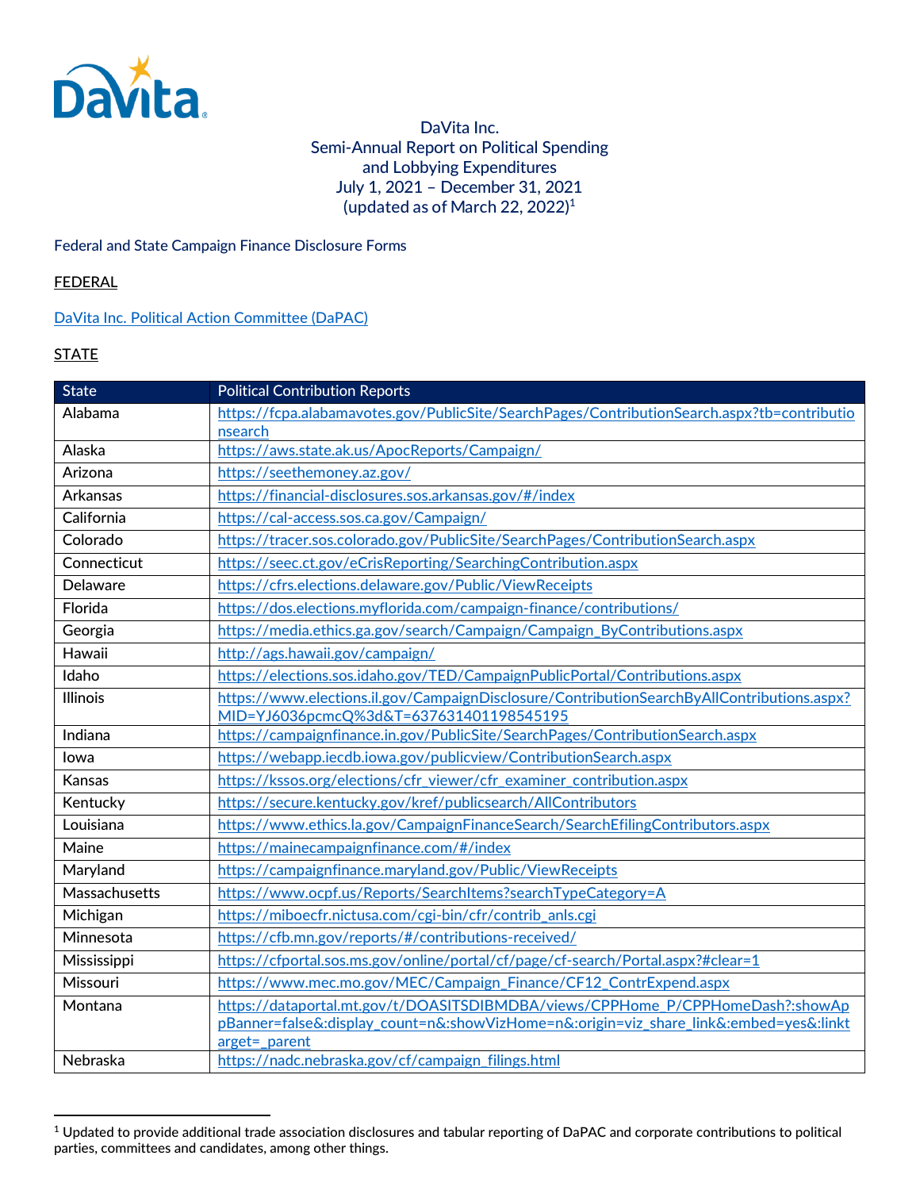DaVita

# DaVita Inc.
## Semi-Annual Report on Political Spending and Lobbying Expenditures
## July 1, 2021 – December 31, 2021
## (updated as of March 22, 2022)[1]

Federal and State Campaign Finance Disclosure Forms

FEDERAL

DaVita Inc. Political Action Committee (DaPAC)

STATE

| State | Political Contribution Reports |
| --- | --- |
| Alabama | https://fcpa.alabamavotes.gov/PublicSite/SearchPages/ContributionSearch.aspx?tb=contributionsearch |
| Alaska | https://aws.state.ak.us/ApocReports/Campaign/ |
| Arizona | https://seethemoney.az.gov/ |
| Arkansas | https://financial-disclosures.sos.arkansas.gov/#/index |
| California | https://cal-access.sos.ca.gov/Campaign/ |
| Colorado | https://tracer.sos.colorado.gov/PublicSite/SearchPages/ContributionSearch.aspx |
| Connecticut | https://seec.ct.gov/eCrisReporting/SearchingContribution.aspx |
| Delaware | https://cfrs.elections.delaware.gov/Public/ViewReceipts |
| Florida | https://dos.elections.myflorida.com/campaign-finance/contributions/ |
| Georgia | https://media.ethics.ga.gov/search/Campaign/Campaign_ByContributions.aspx |
| Hawaii | http://ags.hawaii.gov/campaign/ |
| Idaho | https://elections.sos.idaho.gov/TED/CampaignPublicPortal/Contributions.aspx |
| Illinois | https://www.elections.il.gov/CampaignDisclosure/ContributionSearchByAllContributions.aspx?MID=YJ6036pcmcQ%3d&T=637631401198545195 |
| Indiana | https://campaignfinance.in.gov/PublicSite/SearchPages/ContributionSearch.aspx |
| Iowa | https://webapp.iecdb.iowa.gov/publicview/ContributionSearch.aspx |
| Kansas | https://kssos.org/elections/cfr_viewer/cfr_examiner_contribution.aspx |
| Kentucky | https://secure.kentucky.gov/kref/publicsearch/AllContributors |
| Louisiana | https://www.ethics.la.gov/CampaignFinanceSearch/SearchEfilingContributors.aspx |
| Maine | https://mainecampaignfinance.com/#/index |
| Maryland | https://campaignfinance.maryland.gov/Public/ViewReceipts |
| Massachusetts | https://www.ocpf.us/Reports/SearchItems?searchTypeCategory=A |
| Michigan | https://miboecfr.nictusa.com/cgi-bin/cfr/contrib_anls.cgi |
| Minnesota | https://cfb.mn.gov/reports/#/contributions-received/ |
| Mississippi | https://cfportal.sos.ms.gov/online/portal/cf/page/cf-search/Portal.aspx?#clear=1 |
| Missouri | https://www.mec.mo.gov/MEC/Campaign_Finance/CF12_ContrExpend.aspx |
| Montana | https://dataportal.mt.gov/t/DOASITSDIBMDBA/views/CPPHome_P/CPPHomeDash?:showAppBanner=false&:display_count=n&:showVizHome=n&:origin=viz_share_link&:embed=yes&:linktarget=_parent |
| Nebraska | https://nadc.nebraska.gov/cf/campaign_filings.html |

[1] Updated to provide additional trade association disclosures and tabular reporting of DaPAC and corporate contributions to political parties, committees and candidates, among other things.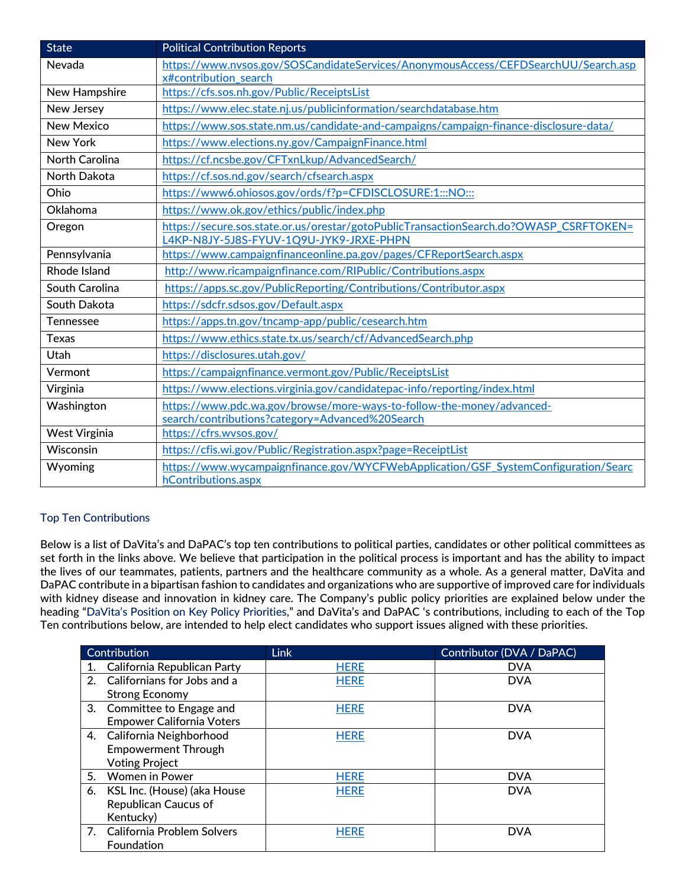| State | Political Contribution Reports |
|---|---|
| Nevada | https://www.nvsos.gov/SOSCandidateServices/AnonymousAccess/CEFDSearchUU/Search.aspx#contribution_search |
| New Hampshire | https://cfs.sos.nh.gov/Public/ReceiptsList |
| New Jersey | https://www.elec.state.nj.us/publicinformation/searchdatabase.htm |
| New Mexico | https://www.sos.state.nm.us/candidate-and-campaigns/campaign-finance-disclosure-data/ |
| New York | https://www.elections.ny.gov/CampaignFinance.html |
| North Carolina | https://cf.ncsbe.gov/CFTxnLkup/AdvancedSearch/ |
| North Dakota | https://cf.sos.nd.gov/search/cfsearch.aspx |
| Ohio | https://www6.ohiosos.gov/ords/f?p=CFDISCLOSURE:1:::NO::: |
| Oklahoma | https://www.ok.gov/ethics/public/index.php |
| Oregon | https://secure.sos.state.or.us/orestar/gotoPublicTransactionSearch.do?OWASP_CSRFTOKEN=L4KP-N8JY-5J8S-FYUV-1Q9U-JYK9-JRXE-PHPN |
| Pennsylvania | https://www.campaignfinanceonline.pa.gov/pages/CFReportSearch.aspx |
| Rhode Island | http://www.ricampaignfinance.com/RIPublic/Contributions.aspx |
| South Carolina | https://apps.sc.gov/PublicReporting/Contributions/Contributor.aspx |
| South Dakota | https://sdcfr.sdsos.gov/Default.aspx |
| Tennessee | https://apps.tn.gov/tncamp-app/public/cesearch.htm |
| Texas | https://www.ethics.state.tx.us/search/cf/AdvancedSearch.php |
| Utah | https://disclosures.utah.gov/ |
| Vermont | https://campaignfinance.vermont.gov/Public/ReceiptsList |
| Virginia | https://www.elections.virginia.gov/candidatepac-info/reporting/index.html |
| Washington | https://www.pdc.wa.gov/browse/more-ways-to-follow-the-money/advanced-search/contributions?category=Advanced%20Search |
| West Virginia | https://cfrs.wvsos.gov/ |
| Wisconsin | https://cfis.wi.gov/Public/Registration.aspx?page=ReceiptList |
| Wyoming | https://www.wycampaignfinance.gov/WYCFWebApplication/GSF_SystemConfiguration/SearchContributions.aspx |

## Top Ten Contributions

Below is a list of DaVita's and DaPAC's top ten contributions to political parties, candidates or other political committees as set forth in the links above. We believe that participation in the political process is important and has the ability to impact the lives of our teammates, patients, partners and the healthcare community as a whole. As a general matter, DaVita and DaPAC contribute in a bipartisan fashion to candidates and organizations who are supportive of improved care for individuals with kidney disease and innovation in kidney care. The Company's public policy priorities are explained below under the heading "DaVita's Position on Key Policy Priorities," and DaVita's and DaPAC 's contributions, including to each of the Top Ten contributions below, are intended to help elect candidates who support issues aligned with these priorities.

| Contribution | Link | Contributor (DVA / DaPAC) |
|---|---|---|
| 1. California Republican Party | HERE | DVA |
| 2. Californians for Jobs and a Strong Economy | HERE | DVA |
| 3. Committee to Engage and Empower California Voters | HERE | DVA |
| 4. California Neighborhood Empowerment Through Voting Project | HERE | DVA |
| 5. Women in Power | HERE | DVA |
| 6. KSL Inc. (House) (aka House Republican Caucus of Kentucky) | HERE | DVA |
| 7. California Problem Solvers Foundation | HERE | DVA |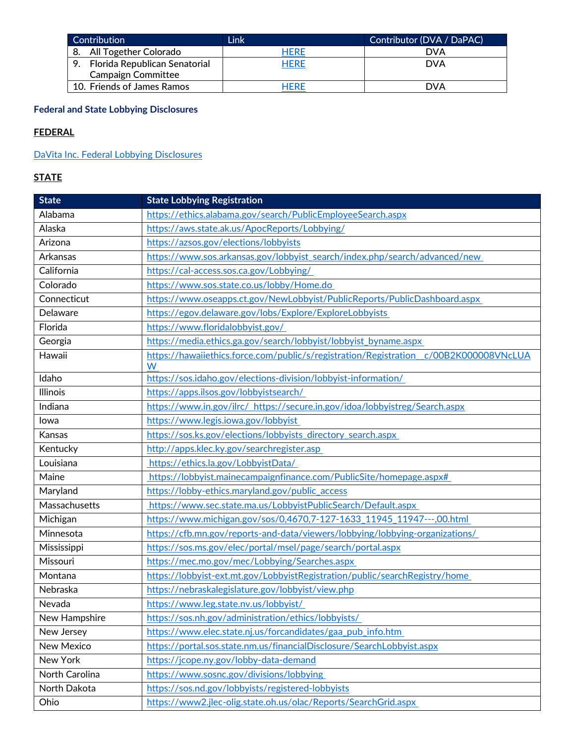| Contribution | Link | Contributor (DVA / DaPAC) |
|---|---|---|
| 8. All Together Colorado | HERE | DVA |
| 9. Florida Republican Senatorial Campaign Committee | HERE | DVA |
| 10. Friends of James Ramos | HERE | DVA |

**Federal and State Lobbying Disclosures**

**FEDERAL**

DaVita Inc. Federal Lobbying Disclosures

**STATE**

| State | State Lobbying Registration |
|---|---|
| Alabama | https://ethics.alabama.gov/search/PublicEmployeeSearch.aspx |
| Alaska | https://aws.state.ak.us/ApocReports/Lobbying/ |
| Arizona | https://azsos.gov/elections/lobbyists |
| Arkansas | https://www.sos.arkansas.gov/lobbyist_search/index.php/search/advanced/new |
| California | https://cal-access.sos.ca.gov/Lobbying/ |
| Colorado | https://www.sos.state.co.us/lobby/Home.do |
| Connecticut | https://www.oseapps.ct.gov/NewLobbyist/PublicReports/PublicDashboard.aspx |
| Delaware | https://egov.delaware.gov/lobs/Explore/ExploreLobbyists |
| Florida | https://www.floridalobbyist.gov/ |
| Georgia | https://media.ethics.ga.gov/search/lobbyist/lobbyist_byname.aspx |
| Hawaii | https://hawaiiethics.force.com/public/s/registration/Registration__c/00B2K000008VNcLUAW |
| Idaho | https://sos.idaho.gov/elections-division/lobbyist-information/ |
| Illinois | https://apps.ilsos.gov/lobbyistsearch/ |
| Indiana | https://www.in.gov/ilrc/ https://secure.in.gov/idoa/lobbyistreg/Search.aspx |
| Iowa | https://www.legis.iowa.gov/lobbyist |
| Kansas | https://sos.ks.gov/elections/lobbyists_directory_search.aspx |
| Kentucky | http://apps.klec.ky.gov/searchregister.asp |
| Louisiana | https://ethics.la.gov/LobbyistData/ |
| Maine | https://lobbyist.mainecampaignfinance.com/PublicSite/homepage.aspx# |
| Maryland | https://lobby-ethics.maryland.gov/public_access |
| Massachusetts | https://www.sec.state.ma.us/LobbyistPublicSearch/Default.aspx |
| Michigan | https://www.michigan.gov/sos/0,4670,7-127-1633_11945_11947---,00.html |
| Minnesota | https://cfb.mn.gov/reports-and-data/viewers/lobbying/lobbying-organizations/ |
| Mississippi | https://sos.ms.gov/elec/portal/msel/page/search/portal.aspx |
| Missouri | https://mec.mo.gov/mec/Lobbying/Searches.aspx |
| Montana | https://lobbyist-ext.mt.gov/LobbyistRegistration/public/searchRegistry/home |
| Nebraska | https://nebraskalegislature.gov/lobbyist/view.php |
| Nevada | https://www.leg.state.nv.us/lobbyist/ |
| New Hampshire | https://sos.nh.gov/administration/ethics/lobbyists/ |
| New Jersey | https://www.elec.state.nj.us/forcandidates/gaa_pub_info.htm |
| New Mexico | https://portal.sos.state.nm.us/financialDisclosure/SearchLobbyist.aspx |
| New York | https://jcope.ny.gov/lobby-data-demand |
| North Carolina | https://www.sosnc.gov/divisions/lobbying |
| North Dakota | https://sos.nd.gov/lobbyists/registered-lobbyists |
| Ohio | https://www2.jlec-olig.state.oh.us/olac/Reports/SearchGrid.aspx |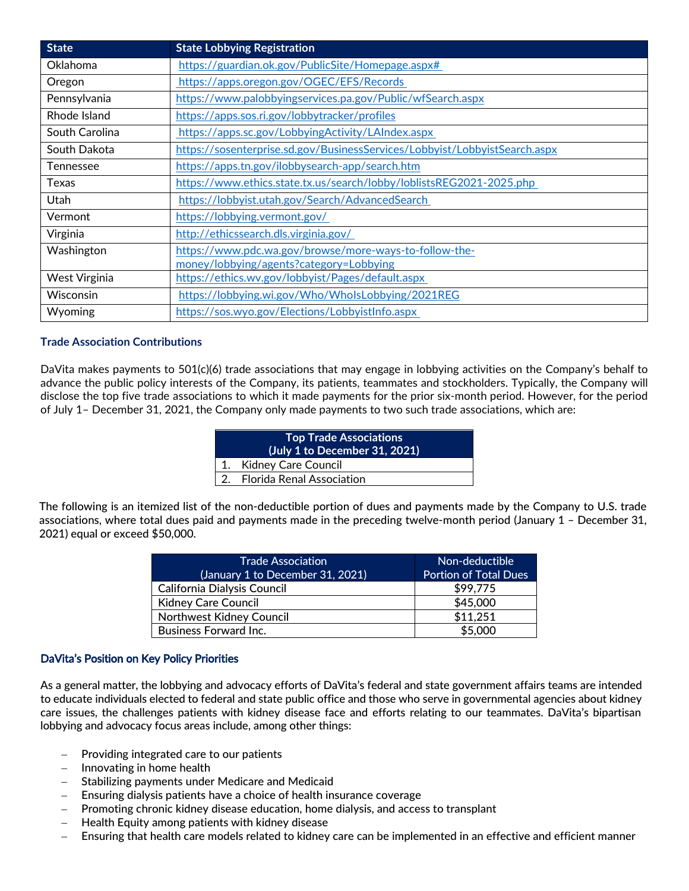| State | State Lobbying Registration |
| --- | --- |
| Oklahoma | https://guardian.ok.gov/PublicSite/Homepage.aspx# |
| Oregon | https://apps.oregon.gov/OGEC/EFS/Records |
| Pennsylvania | https://www.palobbyingservices.pa.gov/Public/wfSearch.aspx |
| Rhode Island | https://apps.sos.ri.gov/lobbytracker/profiles |
| South Carolina | https://apps.sc.gov/LobbyingActivity/LAIndex.aspx |
| South Dakota | https://sosenterprise.sd.gov/BusinessServices/Lobbyist/LobbyistSearch.aspx |
| Tennessee | https://apps.tn.gov/ilobbysearch-app/search.htm |
| Texas | https://www.ethics.state.tx.us/search/lobby/loblistsREG2021-2025.php |
| Utah | https://lobbyist.utah.gov/Search/AdvancedSearch |
| Vermont | https://lobbying.vermont.gov/ |
| Virginia | http://ethicssearch.dls.virginia.gov/ |
| Washington | https://www.pdc.wa.gov/browse/more-ways-to-follow-the-money/lobbying/agents?category=Lobbying |
| West Virginia | https://ethics.wv.gov/lobbyist/Pages/default.aspx |
| Wisconsin | https://lobbying.wi.gov/Who/WhoIsLobbying/2021REG |
| Wyoming | https://sos.wyo.gov/Elections/LobbyistInfo.aspx |

### Trade Association Contributions

DaVita makes payments to 501(c)(6) trade associations that may engage in lobbying activities on the Company's behalf to advance the public policy interests of the Company, its patients, teammates and stockholders. Typically, the Company will disclose the top five trade associations to which it made payments for the prior six-month period. However, for the period of July 1– December 31, 2021, the Company only made payments to two such trade associations, which are:

| Top Trade Associations (July 1 to December 31, 2021) |
| --- |
| 1. Kidney Care Council |
| 2. Florida Renal Association |

The following is an itemized list of the non-deductible portion of dues and payments made by the Company to U.S. trade associations, where total dues paid and payments made in the preceding twelve-month period (January 1 – December 31, 2021) equal or exceed $50,000.

| Trade Association (January 1 to December 31, 2021) | Non-deductible Portion of Total Dues |
| --- | --- |
| California Dialysis Council | $99,775 |
| Kidney Care Council | $45,000 |
| Northwest Kidney Council | $11,251 |
| Business Forward Inc. | $5,000 |

### DaVita's Position on Key Policy Priorities

As a general matter, the lobbying and advocacy efforts of DaVita's federal and state government affairs teams are intended to educate individuals elected to federal and state public office and those who serve in governmental agencies about kidney care issues, the challenges patients with kidney disease face and efforts relating to our teammates. DaVita's bipartisan lobbying and advocacy focus areas include, among other things:

- Providing integrated care to our patients
- Innovating in home health
- Stabilizing payments under Medicare and Medicaid
- Ensuring dialysis patients have a choice of health insurance coverage
- Promoting chronic kidney disease education, home dialysis, and access to transplant
- Health Equity among patients with kidney disease
- Ensuring that health care models related to kidney care can be implemented in an effective and efficient manner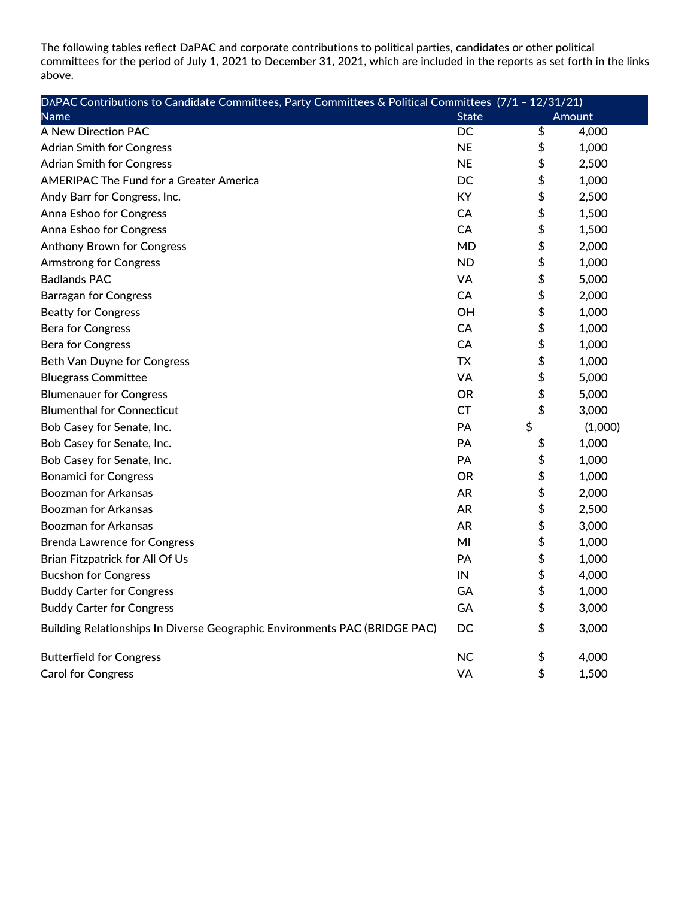The following tables reflect DaPAC and corporate contributions to political parties, candidates or other political committees for the period of July 1, 2021 to December 31, 2021, which are included in the reports as set forth in the links above.

| DAPAC Contributions to Candidate Committees, Party Committees & Political Committees (7/1 – 12/31/21) | | |
|---|---|---|
| Name | State | Amount |
| A New Direction PAC | DC | $ 4,000 |
| Adrian Smith for Congress | NE | $ 1,000 |
| Adrian Smith for Congress | NE | $ 2,500 |
| AMERIPAC The Fund for a Greater America | DC | $ 1,000 |
| Andy Barr for Congress, Inc. | KY | $ 2,500 |
| Anna Eshoo for Congress | CA | $ 1,500 |
| Anna Eshoo for Congress | CA | $ 1,500 |
| Anthony Brown for Congress | MD | $ 2,000 |
| Armstrong for Congress | ND | $ 1,000 |
| Badlands PAC | VA | $ 5,000 |
| Barragan for Congress | CA | $ 2,000 |
| Beatty for Congress | OH | $ 1,000 |
| Bera for Congress | CA | $ 1,000 |
| Bera for Congress | CA | $ 1,000 |
| Beth Van Duyne for Congress | TX | $ 1,000 |
| Bluegrass Committee | VA | $ 5,000 |
| Blumenauer for Congress | OR | $ 5,000 |
| Blumenthal for Connecticut | CT | $ 3,000 |
| Bob Casey for Senate, Inc. | PA | $ (1,000) |
| Bob Casey for Senate, Inc. | PA | $ 1,000 |
| Bob Casey for Senate, Inc. | PA | $ 1,000 |
| Bonamici for Congress | OR | $ 1,000 |
| Boozman for Arkansas | AR | $ 2,000 |
| Boozman for Arkansas | AR | $ 2,500 |
| Boozman for Arkansas | AR | $ 3,000 |
| Brenda Lawrence for Congress | MI | $ 1,000 |
| Brian Fitzpatrick for All Of Us | PA | $ 1,000 |
| Bucshon for Congress | IN | $ 4,000 |
| Buddy Carter for Congress | GA | $ 1,000 |
| Buddy Carter for Congress | GA | $ 3,000 |
| Building Relationships In Diverse Geographic Environments PAC (BRIDGE PAC) | DC | $ 3,000 |
| Butterfield for Congress | NC | $ 4,000 |
| Carol for Congress | VA | $ 1,500 |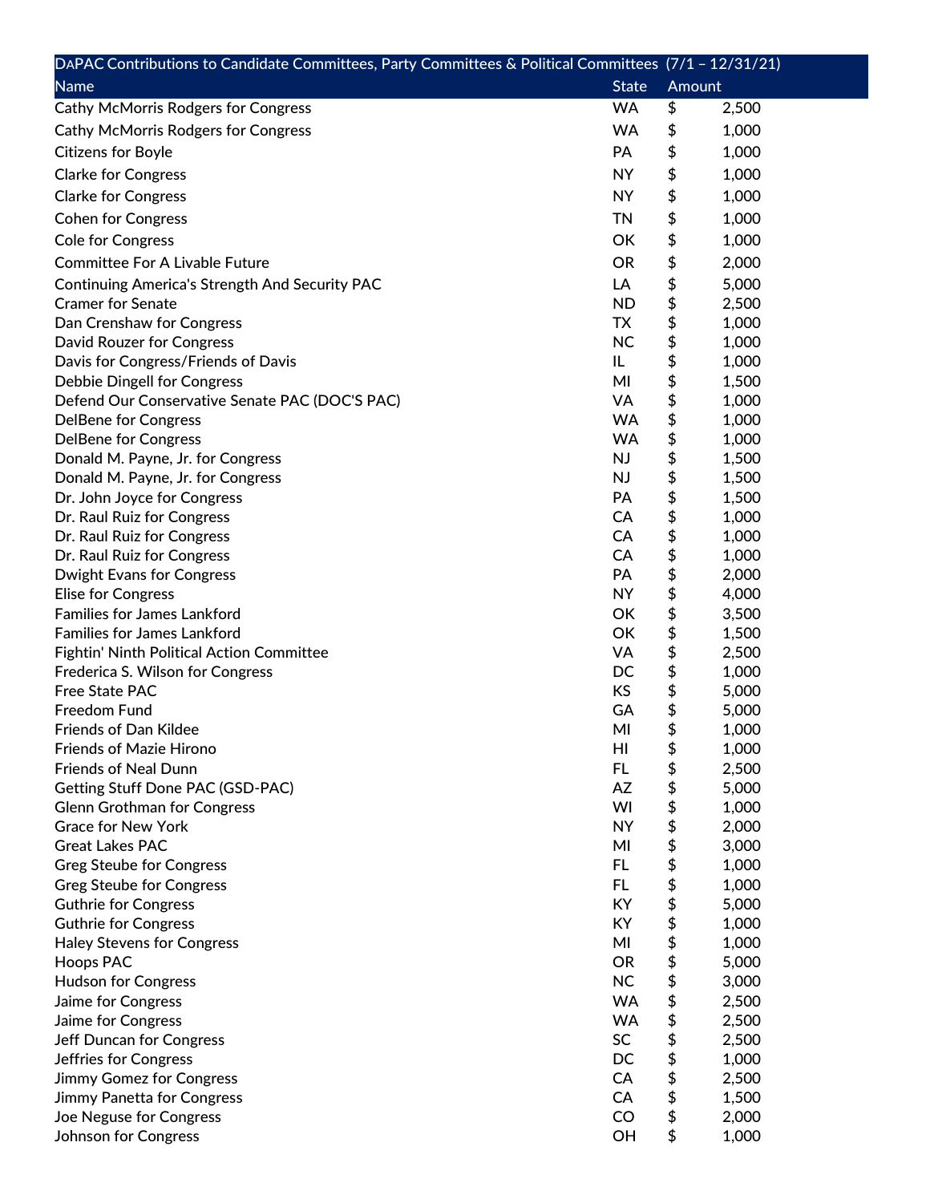| DAPAC Contributions to Candidate Committees, Party Committees & Political Committees (7/1 – 12/31/21) | | |
|---|---|---|
| Name | State | Amount |
| Cathy McMorris Rodgers for Congress | WA | $ 2,500 |
| Cathy McMorris Rodgers for Congress | WA | $ 1,000 |
| Citizens for Boyle | PA | $ 1,000 |
| Clarke for Congress | NY | $ 1,000 |
| Clarke for Congress | NY | $ 1,000 |
| Cohen for Congress | TN | $ 1,000 |
| Cole for Congress | OK | $ 1,000 |
| Committee For A Livable Future | OR | $ 2,000 |
| Continuing America's Strength And Security PAC | LA | $ 5,000 |
| Cramer for Senate | ND | $ 2,500 |
| Dan Crenshaw for Congress | TX | $ 1,000 |
| David Rouzer for Congress | NC | $ 1,000 |
| Davis for Congress/Friends of Davis | IL | $ 1,000 |
| Debbie Dingell for Congress | MI | $ 1,500 |
| Defend Our Conservative Senate PAC (DOC'S PAC) | VA | $ 1,000 |
| DelBene for Congress | WA | $ 1,000 |
| DelBene for Congress | WA | $ 1,000 |
| Donald M. Payne, Jr. for Congress | NJ | $ 1,500 |
| Donald M. Payne, Jr. for Congress | NJ | $ 1,500 |
| Dr. John Joyce for Congress | PA | $ 1,500 |
| Dr. Raul Ruiz for Congress | CA | $ 1,000 |
| Dr. Raul Ruiz for Congress | CA | $ 1,000 |
| Dr. Raul Ruiz for Congress | CA | $ 1,000 |
| Dwight Evans for Congress | PA | $ 2,000 |
| Elise for Congress | NY | $ 4,000 |
| Families for James Lankford | OK | $ 3,500 |
| Families for James Lankford | OK | $ 1,500 |
| Fightin' Ninth Political Action Committee | VA | $ 2,500 |
| Frederica S. Wilson for Congress | DC | $ 1,000 |
| Free State PAC | KS | $ 5,000 |
| Freedom Fund | GA | $ 5,000 |
| Friends of Dan Kildee | MI | $ 1,000 |
| Friends of Mazie Hirono | HI | $ 1,000 |
| Friends of Neal Dunn | FL | $ 2,500 |
| Getting Stuff Done PAC (GSD-PAC) | AZ | $ 5,000 |
| Glenn Grothman for Congress | WI | $ 1,000 |
| Grace for New York | NY | $ 2,000 |
| Great Lakes PAC | MI | $ 3,000 |
| Greg Steube for Congress | FL | $ 1,000 |
| Greg Steube for Congress | FL | $ 1,000 |
| Guthrie for Congress | KY | $ 5,000 |
| Guthrie for Congress | KY | $ 1,000 |
| Haley Stevens for Congress | MI | $ 1,000 |
| Hoops PAC | OR | $ 5,000 |
| Hudson for Congress | NC | $ 3,000 |
| Jaime for Congress | WA | $ 2,500 |
| Jaime for Congress | WA | $ 2,500 |
| Jeff Duncan for Congress | SC | $ 2,500 |
| Jeffries for Congress | DC | $ 1,000 |
| Jimmy Gomez for Congress | CA | $ 2,500 |
| Jimmy Panetta for Congress | CA | $ 1,500 |
| Joe Neguse for Congress | CO | $ 2,000 |
| Johnson for Congress | OH | $ 1,000 |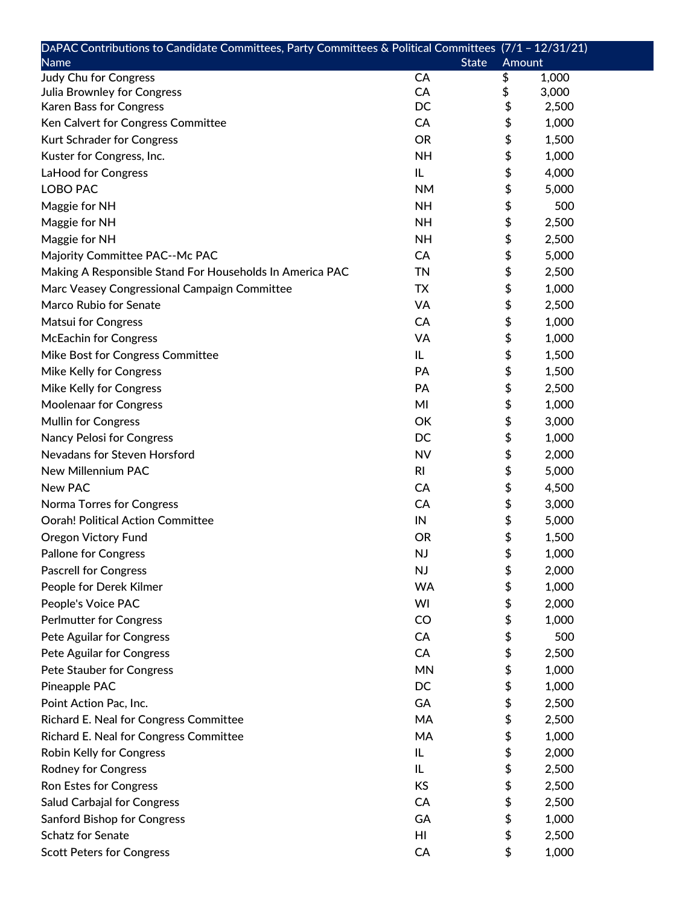| DAPAC Contributions to Candidate Committees, Party Committees & Political Committees (7/1 – 12/31/21) | | |
| --- | --- | --- |
| Name | State | Amount |
| Judy Chu for Congress | CA | $ 1,000 |
| Julia Brownley for Congress | CA | $ 3,000 |
| Karen Bass for Congress | DC | $ 2,500 |
| Ken Calvert for Congress Committee | CA | $ 1,000 |
| Kurt Schrader for Congress | OR | $ 1,500 |
| Kuster for Congress, Inc. | NH | $ 1,000 |
| LaHood for Congress | IL | $ 4,000 |
| LOBO PAC | NM | $ 5,000 |
| Maggie for NH | NH | $ 500 |
| Maggie for NH | NH | $ 2,500 |
| Maggie for NH | NH | $ 2,500 |
| Majority Committee PAC--Mc PAC | CA | $ 5,000 |
| Making A Responsible Stand For Households In America PAC | TN | $ 2,500 |
| Marc Veasey Congressional Campaign Committee | TX | $ 1,000 |
| Marco Rubio for Senate | VA | $ 2,500 |
| Matsui for Congress | CA | $ 1,000 |
| McEachin for Congress | VA | $ 1,000 |
| Mike Bost for Congress Committee | IL | $ 1,500 |
| Mike Kelly for Congress | PA | $ 1,500 |
| Mike Kelly for Congress | PA | $ 2,500 |
| Moolenaar for Congress | MI | $ 1,000 |
| Mullin for Congress | OK | $ 3,000 |
| Nancy Pelosi for Congress | DC | $ 1,000 |
| Nevadans for Steven Horsford | NV | $ 2,000 |
| New Millennium PAC | RI | $ 5,000 |
| New PAC | CA | $ 4,500 |
| Norma Torres for Congress | CA | $ 3,000 |
| Oorah! Political Action Committee | IN | $ 5,000 |
| Oregon Victory Fund | OR | $ 1,500 |
| Pallone for Congress | NJ | $ 1,000 |
| Pascrell for Congress | NJ | $ 2,000 |
| People for Derek Kilmer | WA | $ 1,000 |
| People's Voice PAC | WI | $ 2,000 |
| Perlmutter for Congress | CO | $ 1,000 |
| Pete Aguilar for Congress | CA | $ 500 |
| Pete Aguilar for Congress | CA | $ 2,500 |
| Pete Stauber for Congress | MN | $ 1,000 |
| Pineapple PAC | DC | $ 1,000 |
| Point Action Pac, Inc. | GA | $ 2,500 |
| Richard E. Neal for Congress Committee | MA | $ 2,500 |
| Richard E. Neal for Congress Committee | MA | $ 1,000 |
| Robin Kelly for Congress | IL | $ 2,000 |
| Rodney for Congress | IL | $ 2,500 |
| Ron Estes for Congress | KS | $ 2,500 |
| Salud Carbajal for Congress | CA | $ 2,500 |
| Sanford Bishop for Congress | GA | $ 1,000 |
| Schatz for Senate | HI | $ 2,500 |
| Scott Peters for Congress | CA | $ 1,000 |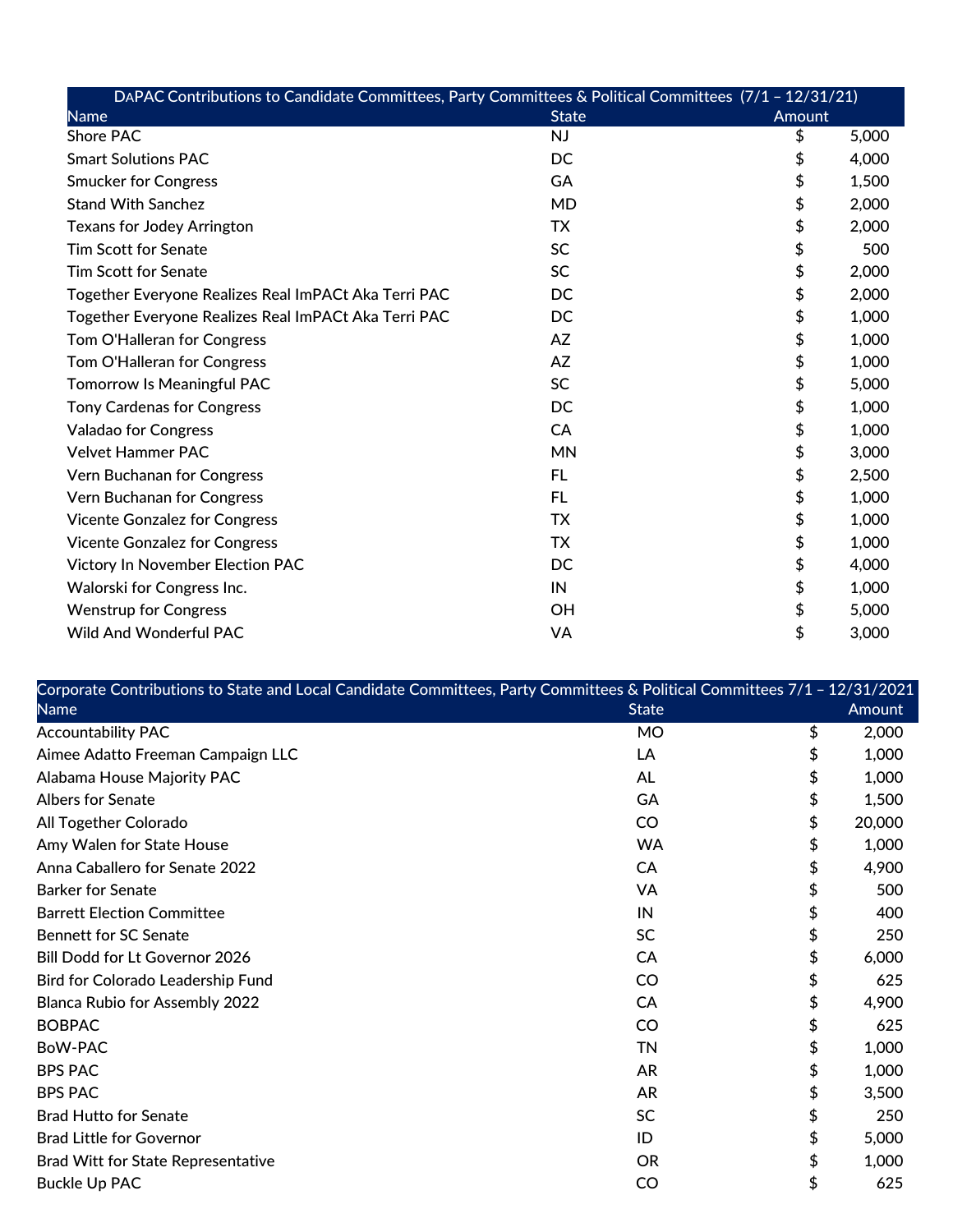| DAPAC Contributions to Candidate Committees, Party Committees & Political Committees (7/1 – 12/31/21) | | |
|---|---|---|
| Name | State | Amount |
| Shore PAC | NJ | $ 5,000 |
| Smart Solutions PAC | DC | $ 4,000 |
| Smucker for Congress | GA | $ 1,500 |
| Stand With Sanchez | MD | $ 2,000 |
| Texans for Jodey Arrington | TX | $ 2,000 |
| Tim Scott for Senate | SC | $ 500 |
| Tim Scott for Senate | SC | $ 2,000 |
| Together Everyone Realizes Real ImPACt Aka Terri PAC | DC | $ 2,000 |
| Together Everyone Realizes Real ImPACt Aka Terri PAC | DC | $ 1,000 |
| Tom O'Halleran for Congress | AZ | $ 1,000 |
| Tom O'Halleran for Congress | AZ | $ 1,000 |
| Tomorrow Is Meaningful PAC | SC | $ 5,000 |
| Tony Cardenas for Congress | DC | $ 1,000 |
| Valadao for Congress | CA | $ 1,000 |
| Velvet Hammer PAC | MN | $ 3,000 |
| Vern Buchanan for Congress | FL | $ 2,500 |
| Vern Buchanan for Congress | FL | $ 1,000 |
| Vicente Gonzalez for Congress | TX | $ 1,000 |
| Vicente Gonzalez for Congress | TX | $ 1,000 |
| Victory In November Election PAC | DC | $ 4,000 |
| Walorski for Congress Inc. | IN | $ 1,000 |
| Wenstrup for Congress | OH | $ 5,000 |
| Wild And Wonderful PAC | VA | $ 3,000 |

| Corporate Contributions to State and Local Candidate Committees, Party Committees & Political Committees 7/1 – 12/31/2021 | | |
|---|---|---|
| Name | State | Amount |
| Accountability PAC | MO | $ 2,000 |
| Aimee Adatto Freeman Campaign LLC | LA | $ 1,000 |
| Alabama House Majority PAC | AL | $ 1,000 |
| Albers for Senate | GA | $ 1,500 |
| All Together Colorado | CO | $ 20,000 |
| Amy Walen for State House | WA | $ 1,000 |
| Anna Caballero for Senate 2022 | CA | $ 4,900 |
| Barker for Senate | VA | $ 500 |
| Barrett Election Committee | IN | $ 400 |
| Bennett for SC Senate | SC | $ 250 |
| Bill Dodd for Lt Governor 2026 | CA | $ 6,000 |
| Bird for Colorado Leadership Fund | CO | $ 625 |
| Blanca Rubio for Assembly 2022 | CA | $ 4,900 |
| BOBPAC | CO | $ 625 |
| BoW-PAC | TN | $ 1,000 |
| BPS PAC | AR | $ 1,000 |
| BPS PAC | AR | $ 3,500 |
| Brad Hutto for Senate | SC | $ 250 |
| Brad Little for Governor | ID | $ 5,000 |
| Brad Witt for State Representative | OR | $ 1,000 |
| Buckle Up PAC | CO | $ 625 |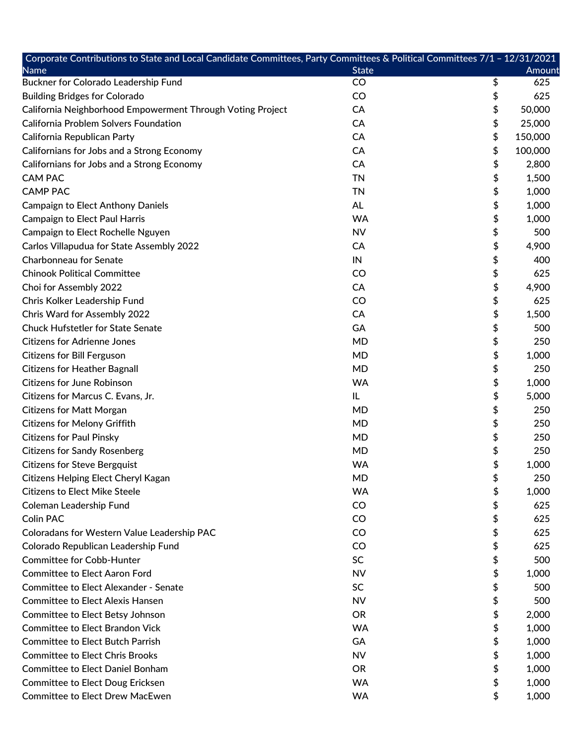| Corporate Contributions to State and Local Candidate Committees, Party Committees & Political Committees 7/1 – 12/31/2021 | | |
|---|---|---|
| Name | State | Amount |
| Buckner for Colorado Leadership Fund | CO | $ 625 |
| Building Bridges for Colorado | CO | $ 625 |
| California Neighborhood Empowerment Through Voting Project | CA | $ 50,000 |
| California Problem Solvers Foundation | CA | $ 25,000 |
| California Republican Party | CA | $ 150,000 |
| Californians for Jobs and a Strong Economy | CA | $ 100,000 |
| Californians for Jobs and a Strong Economy | CA | $ 2,800 |
| CAM PAC | TN | $ 1,500 |
| CAMP PAC | TN | $ 1,000 |
| Campaign to Elect Anthony Daniels | AL | $ 1,000 |
| Campaign to Elect Paul Harris | WA | $ 1,000 |
| Campaign to Elect Rochelle Nguyen | NV | $ 500 |
| Carlos Villapudua for State Assembly 2022 | CA | $ 4,900 |
| Charbonneau for Senate | IN | $ 400 |
| Chinook Political Committee | CO | $ 625 |
| Choi for Assembly 2022 | CA | $ 4,900 |
| Chris Kolker Leadership Fund | CO | $ 625 |
| Chris Ward for Assembly 2022 | CA | $ 1,500 |
| Chuck Hufstetler for State Senate | GA | $ 500 |
| Citizens for Adrienne Jones | MD | $ 250 |
| Citizens for Bill Ferguson | MD | $ 1,000 |
| Citizens for Heather Bagnall | MD | $ 250 |
| Citizens for June Robinson | WA | $ 1,000 |
| Citizens for Marcus C. Evans, Jr. | IL | $ 5,000 |
| Citizens for Matt Morgan | MD | $ 250 |
| Citizens for Melony Griffith | MD | $ 250 |
| Citizens for Paul Pinsky | MD | $ 250 |
| Citizens for Sandy Rosenberg | MD | $ 250 |
| Citizens for Steve Bergquist | WA | $ 1,000 |
| Citizens Helping Elect Cheryl Kagan | MD | $ 250 |
| Citizens to Elect Mike Steele | WA | $ 1,000 |
| Coleman Leadership Fund | CO | $ 625 |
| Colin PAC | CO | $ 625 |
| Coloradans for Western Value Leadership PAC | CO | $ 625 |
| Colorado Republican Leadership Fund | CO | $ 625 |
| Committee for Cobb-Hunter | SC | $ 500 |
| Committee to Elect Aaron Ford | NV | $ 1,000 |
| Committee to Elect Alexander - Senate | SC | $ 500 |
| Committee to Elect Alexis Hansen | NV | $ 500 |
| Committee to Elect Betsy Johnson | OR | $ 2,000 |
| Committee to Elect Brandon Vick | WA | $ 1,000 |
| Committee to Elect Butch Parrish | GA | $ 1,000 |
| Committee to Elect Chris Brooks | NV | $ 1,000 |
| Committee to Elect Daniel Bonham | OR | $ 1,000 |
| Committee to Elect Doug Ericksen | WA | $ 1,000 |
| Committee to Elect Drew MacEwen | WA | $ 1,000 |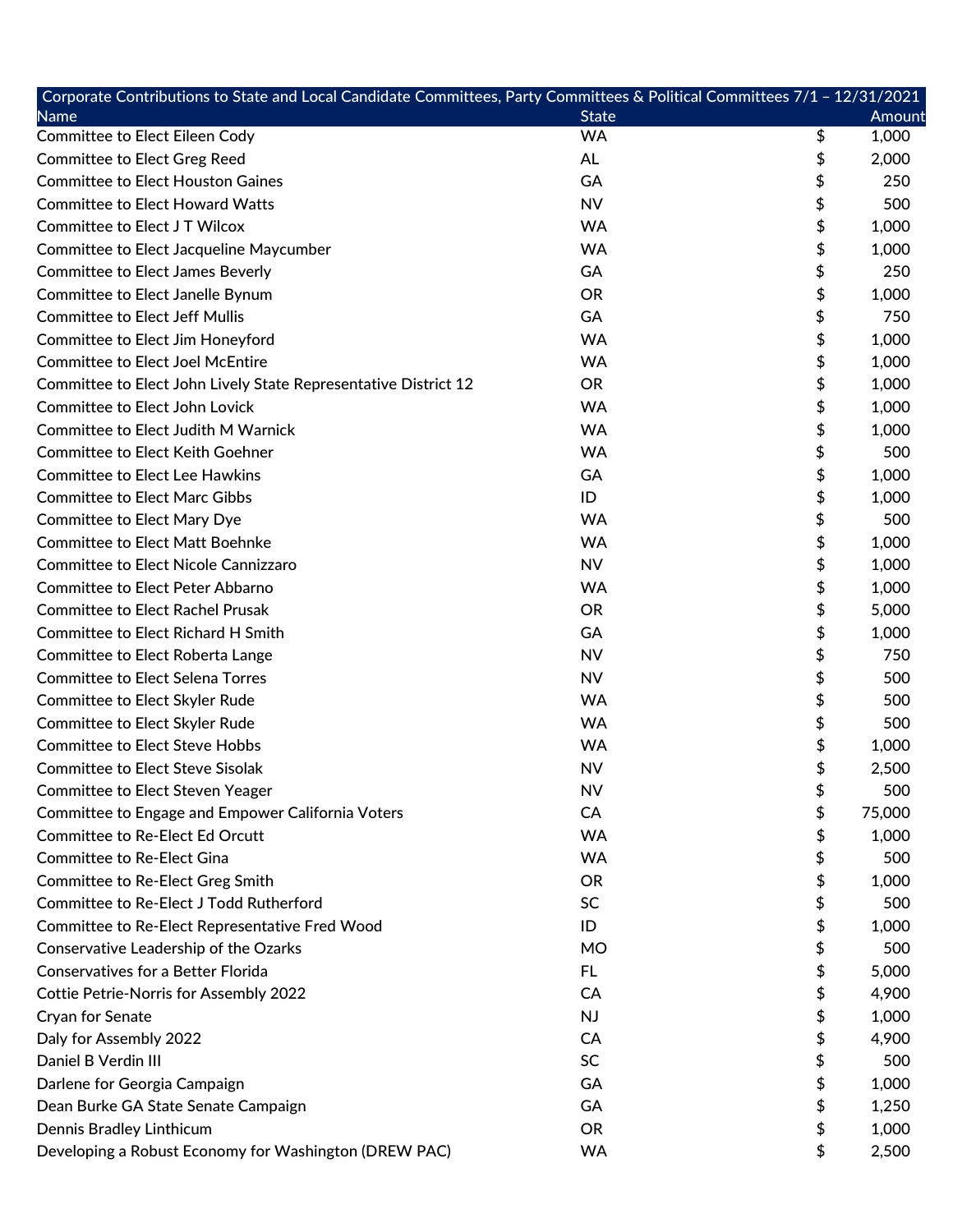| Corporate Contributions to State and Local Candidate Committees, Party Committees & Political Committees 7/1 – 12/31/2021 | | |
|---|---|---|
| Name | State | Amount |
| Committee to Elect Eileen Cody | WA | $ 1,000 |
| Committee to Elect Greg Reed | AL | $ 2,000 |
| Committee to Elect Houston Gaines | GA | $ 250 |
| Committee to Elect Howard Watts | NV | $ 500 |
| Committee to Elect J T Wilcox | WA | $ 1,000 |
| Committee to Elect Jacqueline Maycumber | WA | $ 1,000 |
| Committee to Elect James Beverly | GA | $ 250 |
| Committee to Elect Janelle Bynum | OR | $ 1,000 |
| Committee to Elect Jeff Mullis | GA | $ 750 |
| Committee to Elect Jim Honeyford | WA | $ 1,000 |
| Committee to Elect Joel McEntire | WA | $ 1,000 |
| Committee to Elect John Lively State Representative District 12 | OR | $ 1,000 |
| Committee to Elect John Lovick | WA | $ 1,000 |
| Committee to Elect Judith M Warnick | WA | $ 1,000 |
| Committee to Elect Keith Goehner | WA | $ 500 |
| Committee to Elect Lee Hawkins | GA | $ 1,000 |
| Committee to Elect Marc Gibbs | ID | $ 1,000 |
| Committee to Elect Mary Dye | WA | $ 500 |
| Committee to Elect Matt Boehnke | WA | $ 1,000 |
| Committee to Elect Nicole Cannizzaro | NV | $ 1,000 |
| Committee to Elect Peter Abbarno | WA | $ 1,000 |
| Committee to Elect Rachel Prusak | OR | $ 5,000 |
| Committee to Elect Richard H Smith | GA | $ 1,000 |
| Committee to Elect Roberta Lange | NV | $ 750 |
| Committee to Elect Selena Torres | NV | $ 500 |
| Committee to Elect Skyler Rude | WA | $ 500 |
| Committee to Elect Skyler Rude | WA | $ 500 |
| Committee to Elect Steve Hobbs | WA | $ 1,000 |
| Committee to Elect Steve Sisolak | NV | $ 2,500 |
| Committee to Elect Steven Yeager | NV | $ 500 |
| Committee to Engage and Empower California Voters | CA | $ 75,000 |
| Committee to Re-Elect Ed Orcutt | WA | $ 1,000 |
| Committee to Re-Elect Gina | WA | $ 500 |
| Committee to Re-Elect Greg Smith | OR | $ 1,000 |
| Committee to Re-Elect J Todd Rutherford | SC | $ 500 |
| Committee to Re-Elect Representative Fred Wood | ID | $ 1,000 |
| Conservative Leadership of the Ozarks | MO | $ 500 |
| Conservatives for a Better Florida | FL | $ 5,000 |
| Cottie Petrie-Norris for Assembly 2022 | CA | $ 4,900 |
| Cryan for Senate | NJ | $ 1,000 |
| Daly for Assembly 2022 | CA | $ 4,900 |
| Daniel B Verdin III | SC | $ 500 |
| Darlene for Georgia Campaign | GA | $ 1,000 |
| Dean Burke GA State Senate Campaign | GA | $ 1,250 |
| Dennis Bradley Linthicum | OR | $ 1,000 |
| Developing a Robust Economy for Washington (DREW PAC) | WA | $ 2,500 |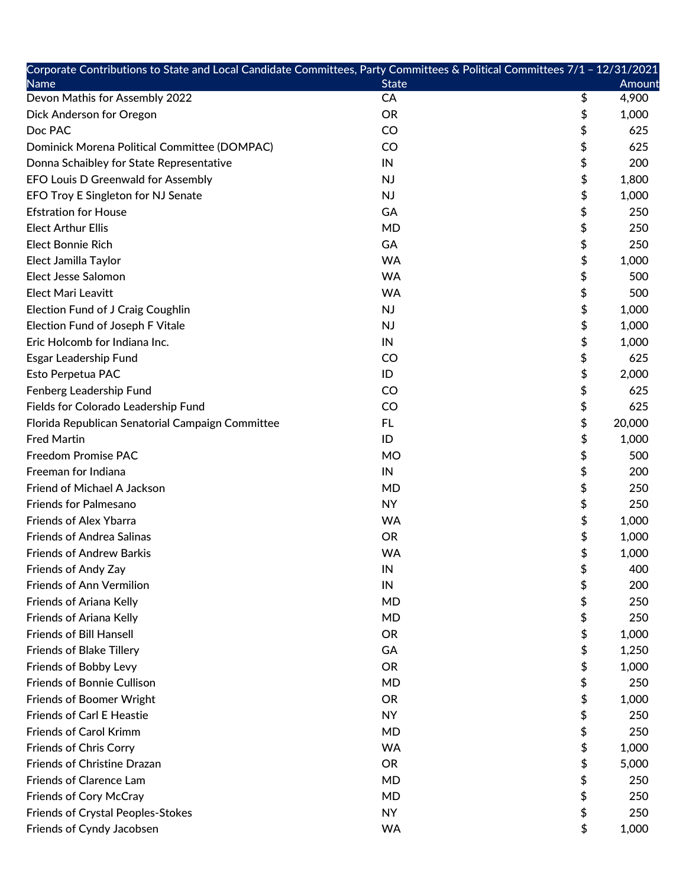| Corporate Contributions to State and Local Candidate Committees, Party Committees & Political Committees 7/1 – 12/31/2021 | | |
|---|---|---|
| Name | State | Amount |
| Devon Mathis for Assembly 2022 | CA | $ 4,900 |
| Dick Anderson for Oregon | OR | $ 1,000 |
| Doc PAC | CO | $ 625 |
| Dominick Morena Political Committee (DOMPAC) | CO | $ 625 |
| Donna Schaibley for State Representative | IN | $ 200 |
| EFO Louis D Greenwald for Assembly | NJ | $ 1,800 |
| EFO Troy E Singleton for NJ Senate | NJ | $ 1,000 |
| Efstration for House | GA | $ 250 |
| Elect Arthur Ellis | MD | $ 250 |
| Elect Bonnie Rich | GA | $ 250 |
| Elect Jamilla Taylor | WA | $ 1,000 |
| Elect Jesse Salomon | WA | $ 500 |
| Elect Mari Leavitt | WA | $ 500 |
| Election Fund of J Craig Coughlin | NJ | $ 1,000 |
| Election Fund of Joseph F Vitale | NJ | $ 1,000 |
| Eric Holcomb for Indiana Inc. | IN | $ 1,000 |
| Esgar Leadership Fund | CO | $ 625 |
| Esto Perpetua PAC | ID | $ 2,000 |
| Fenberg Leadership Fund | CO | $ 625 |
| Fields for Colorado Leadership Fund | CO | $ 625 |
| Florida Republican Senatorial Campaign Committee | FL | $ 20,000 |
| Fred Martin | ID | $ 1,000 |
| Freedom Promise PAC | MO | $ 500 |
| Freeman for Indiana | IN | $ 200 |
| Friend of Michael A Jackson | MD | $ 250 |
| Friends for Palmesano | NY | $ 250 |
| Friends of Alex Ybarra | WA | $ 1,000 |
| Friends of Andrea Salinas | OR | $ 1,000 |
| Friends of Andrew Barkis | WA | $ 1,000 |
| Friends of Andy Zay | IN | $ 400 |
| Friends of Ann Vermilion | IN | $ 200 |
| Friends of Ariana Kelly | MD | $ 250 |
| Friends of Ariana Kelly | MD | $ 250 |
| Friends of Bill Hansell | OR | $ 1,000 |
| Friends of Blake Tillery | GA | $ 1,250 |
| Friends of Bobby Levy | OR | $ 1,000 |
| Friends of Bonnie Cullison | MD | $ 250 |
| Friends of Boomer Wright | OR | $ 1,000 |
| Friends of Carl E Heastie | NY | $ 250 |
| Friends of Carol Krimm | MD | $ 250 |
| Friends of Chris Corry | WA | $ 1,000 |
| Friends of Christine Drazan | OR | $ 5,000 |
| Friends of Clarence Lam | MD | $ 250 |
| Friends of Cory McCray | MD | $ 250 |
| Friends of Crystal Peoples-Stokes | NY | $ 250 |
| Friends of Cyndy Jacobsen | WA | $ 1,000 |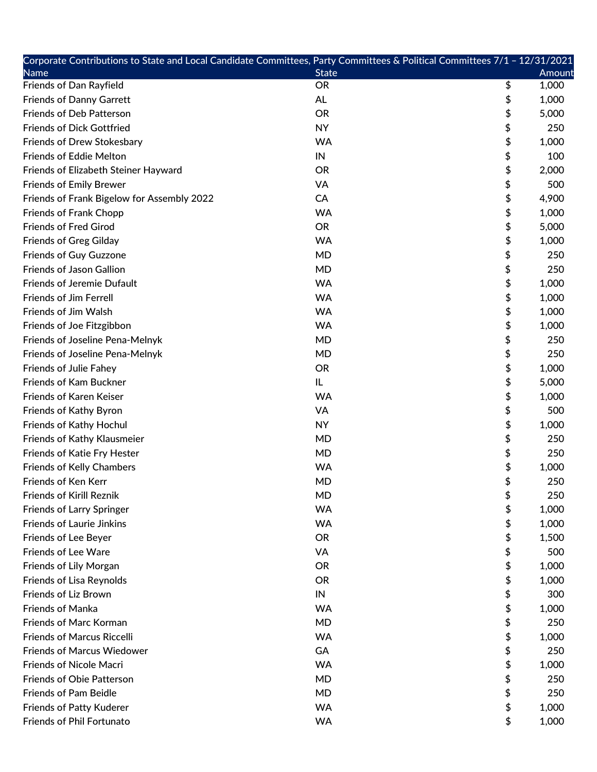| Corporate Contributions to State and Local Candidate Committees, Party Committees & Political Committees 7/1 – 12/31/2021 | | |
| --- | --- | --- |
| Name | State | Amount |
| Friends of Dan Rayfield | OR | $ 1,000 |
| Friends of Danny Garrett | AL | $ 1,000 |
| Friends of Deb Patterson | OR | $ 5,000 |
| Friends of Dick Gottfried | NY | $ 250 |
| Friends of Drew Stokesbary | WA | $ 1,000 |
| Friends of Eddie Melton | IN | $ 100 |
| Friends of Elizabeth Steiner Hayward | OR | $ 2,000 |
| Friends of Emily Brewer | VA | $ 500 |
| Friends of Frank Bigelow for Assembly 2022 | CA | $ 4,900 |
| Friends of Frank Chopp | WA | $ 1,000 |
| Friends of Fred Girod | OR | $ 5,000 |
| Friends of Greg Gilday | WA | $ 1,000 |
| Friends of Guy Guzzone | MD | $ 250 |
| Friends of Jason Gallion | MD | $ 250 |
| Friends of Jeremie Dufault | WA | $ 1,000 |
| Friends of Jim Ferrell | WA | $ 1,000 |
| Friends of Jim Walsh | WA | $ 1,000 |
| Friends of Joe Fitzgibbon | WA | $ 1,000 |
| Friends of Joseline Pena-Melnyk | MD | $ 250 |
| Friends of Joseline Pena-Melnyk | MD | $ 250 |
| Friends of Julie Fahey | OR | $ 1,000 |
| Friends of Kam Buckner | IL | $ 5,000 |
| Friends of Karen Keiser | WA | $ 1,000 |
| Friends of Kathy Byron | VA | $ 500 |
| Friends of Kathy Hochul | NY | $ 1,000 |
| Friends of Kathy Klausmeier | MD | $ 250 |
| Friends of Katie Fry Hester | MD | $ 250 |
| Friends of Kelly Chambers | WA | $ 1,000 |
| Friends of Ken Kerr | MD | $ 250 |
| Friends of Kirill Reznik | MD | $ 250 |
| Friends of Larry Springer | WA | $ 1,000 |
| Friends of Laurie Jinkins | WA | $ 1,000 |
| Friends of Lee Beyer | OR | $ 1,500 |
| Friends of Lee Ware | VA | $ 500 |
| Friends of Lily Morgan | OR | $ 1,000 |
| Friends of Lisa Reynolds | OR | $ 1,000 |
| Friends of Liz Brown | IN | $ 300 |
| Friends of Manka | WA | $ 1,000 |
| Friends of Marc Korman | MD | $ 250 |
| Friends of Marcus Riccelli | WA | $ 1,000 |
| Friends of Marcus Wiedower | GA | $ 250 |
| Friends of Nicole Macri | WA | $ 1,000 |
| Friends of Obie Patterson | MD | $ 250 |
| Friends of Pam Beidle | MD | $ 250 |
| Friends of Patty Kuderer | WA | $ 1,000 |
| Friends of Phil Fortunato | WA | $ 1,000 |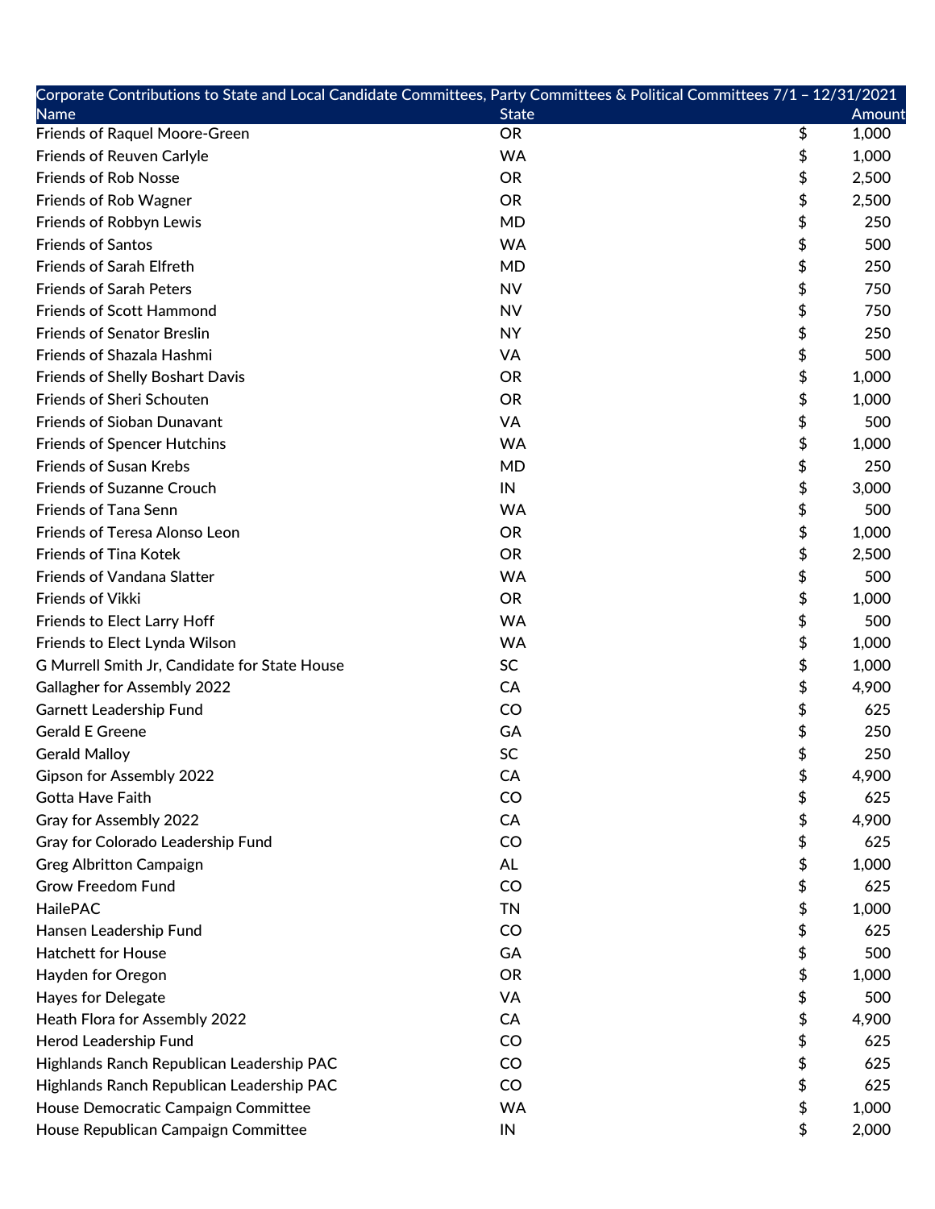| Corporate Contributions to State and Local Candidate Committees, Party Committees & Political Committees 7/1 – 12/31/2021 | | |
|---|---|---|
| Name | State | Amount |
| Friends of Raquel Moore-Green | OR | $ 1,000 |
| Friends of Reuven Carlyle | WA | $ 1,000 |
| Friends of Rob Nosse | OR | $ 2,500 |
| Friends of Rob Wagner | OR | $ 2,500 |
| Friends of Robbyn Lewis | MD | $ 250 |
| Friends of Santos | WA | $ 500 |
| Friends of Sarah Elfreth | MD | $ 250 |
| Friends of Sarah Peters | NV | $ 750 |
| Friends of Scott Hammond | NV | $ 750 |
| Friends of Senator Breslin | NY | $ 250 |
| Friends of Shazala Hashmi | VA | $ 500 |
| Friends of Shelly Boshart Davis | OR | $ 1,000 |
| Friends of Sheri Schouten | OR | $ 1,000 |
| Friends of Sioban Dunavant | VA | $ 500 |
| Friends of Spencer Hutchins | WA | $ 1,000 |
| Friends of Susan Krebs | MD | $ 250 |
| Friends of Suzanne Crouch | IN | $ 3,000 |
| Friends of Tana Senn | WA | $ 500 |
| Friends of Teresa Alonso Leon | OR | $ 1,000 |
| Friends of Tina Kotek | OR | $ 2,500 |
| Friends of Vandana Slatter | WA | $ 500 |
| Friends of Vikki | OR | $ 1,000 |
| Friends to Elect Larry Hoff | WA | $ 500 |
| Friends to Elect Lynda Wilson | WA | $ 1,000 |
| G Murrell Smith Jr, Candidate for State House | SC | $ 1,000 |
| Gallagher for Assembly 2022 | CA | $ 4,900 |
| Garnett Leadership Fund | CO | $ 625 |
| Gerald E Greene | GA | $ 250 |
| Gerald Malloy | SC | $ 250 |
| Gipson for Assembly 2022 | CA | $ 4,900 |
| Gotta Have Faith | CO | $ 625 |
| Gray for Assembly 2022 | CA | $ 4,900 |
| Gray for Colorado Leadership Fund | CO | $ 625 |
| Greg Albritton Campaign | AL | $ 1,000 |
| Grow Freedom Fund | CO | $ 625 |
| HailePAC | TN | $ 1,000 |
| Hansen Leadership Fund | CO | $ 625 |
| Hatchett for House | GA | $ 500 |
| Hayden for Oregon | OR | $ 1,000 |
| Hayes for Delegate | VA | $ 500 |
| Heath Flora for Assembly 2022 | CA | $ 4,900 |
| Herod Leadership Fund | CO | $ 625 |
| Highlands Ranch Republican Leadership PAC | CO | $ 625 |
| Highlands Ranch Republican Leadership PAC | CO | $ 625 |
| House Democratic Campaign Committee | WA | $ 1,000 |
| House Republican Campaign Committee | IN | $ 2,000 |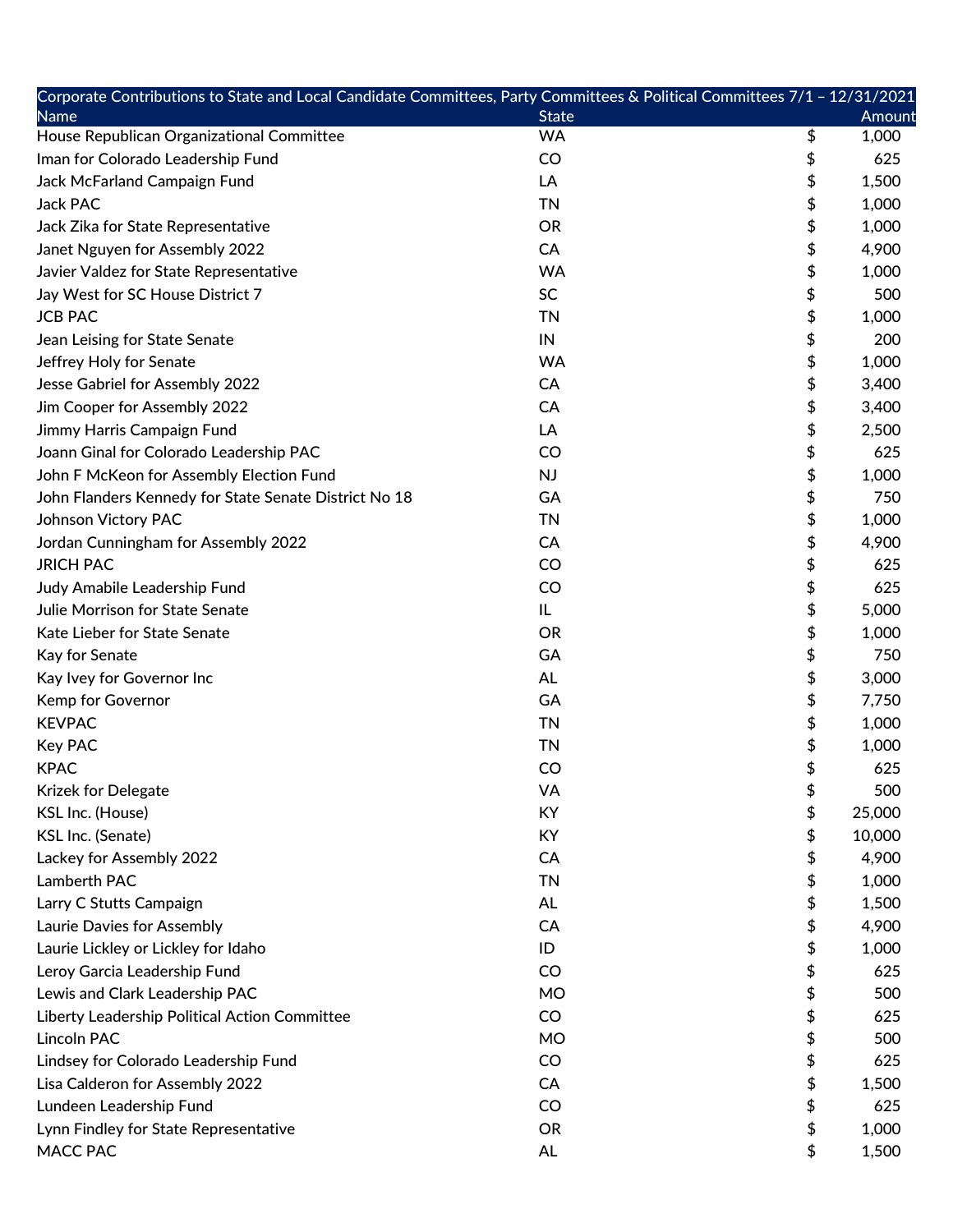| Corporate Contributions to State and Local Candidate Committees, Party Committees & Political Committees 7/1 – 12/31/2021 | | |
|---|---|---|
| Name | State | Amount |
| House Republican Organizational Committee | WA | $ 1,000 |
| Iman for Colorado Leadership Fund | CO | $ 625 |
| Jack McFarland Campaign Fund | LA | $ 1,500 |
| Jack PAC | TN | $ 1,000 |
| Jack Zika for State Representative | OR | $ 1,000 |
| Janet Nguyen for Assembly 2022 | CA | $ 4,900 |
| Javier Valdez for State Representative | WA | $ 1,000 |
| Jay West for SC House District 7 | SC | $ 500 |
| JCB PAC | TN | $ 1,000 |
| Jean Leising for State Senate | IN | $ 200 |
| Jeffrey Holy for Senate | WA | $ 1,000 |
| Jesse Gabriel for Assembly 2022 | CA | $ 3,400 |
| Jim Cooper for Assembly 2022 | CA | $ 3,400 |
| Jimmy Harris Campaign Fund | LA | $ 2,500 |
| Joann Ginal for Colorado Leadership PAC | CO | $ 625 |
| John F McKeon for Assembly Election Fund | NJ | $ 1,000 |
| John Flanders Kennedy for State Senate District No 18 | GA | $ 750 |
| Johnson Victory PAC | TN | $ 1,000 |
| Jordan Cunningham for Assembly 2022 | CA | $ 4,900 |
| JRICH PAC | CO | $ 625 |
| Judy Amabile Leadership Fund | CO | $ 625 |
| Julie Morrison for State Senate | IL | $ 5,000 |
| Kate Lieber for State Senate | OR | $ 1,000 |
| Kay for Senate | GA | $ 750 |
| Kay Ivey for Governor Inc | AL | $ 3,000 |
| Kemp for Governor | GA | $ 7,750 |
| KEVPAC | TN | $ 1,000 |
| Key PAC | TN | $ 1,000 |
| KPAC | CO | $ 625 |
| Krizek for Delegate | VA | $ 500 |
| KSL Inc. (House) | KY | $ 25,000 |
| KSL Inc. (Senate) | KY | $ 10,000 |
| Lackey for Assembly 2022 | CA | $ 4,900 |
| Lamberth PAC | TN | $ 1,000 |
| Larry C Stutts Campaign | AL | $ 1,500 |
| Laurie Davies for Assembly | CA | $ 4,900 |
| Laurie Lickley or Lickley for Idaho | ID | $ 1,000 |
| Leroy Garcia Leadership Fund | CO | $ 625 |
| Lewis and Clark Leadership PAC | MO | $ 500 |
| Liberty Leadership Political Action Committee | CO | $ 625 |
| Lincoln PAC | MO | $ 500 |
| Lindsey for Colorado Leadership Fund | CO | $ 625 |
| Lisa Calderon for Assembly 2022 | CA | $ 1,500 |
| Lundeen Leadership Fund | CO | $ 625 |
| Lynn Findley for State Representative | OR | $ 1,000 |
| MACC PAC | AL | $ 1,500 |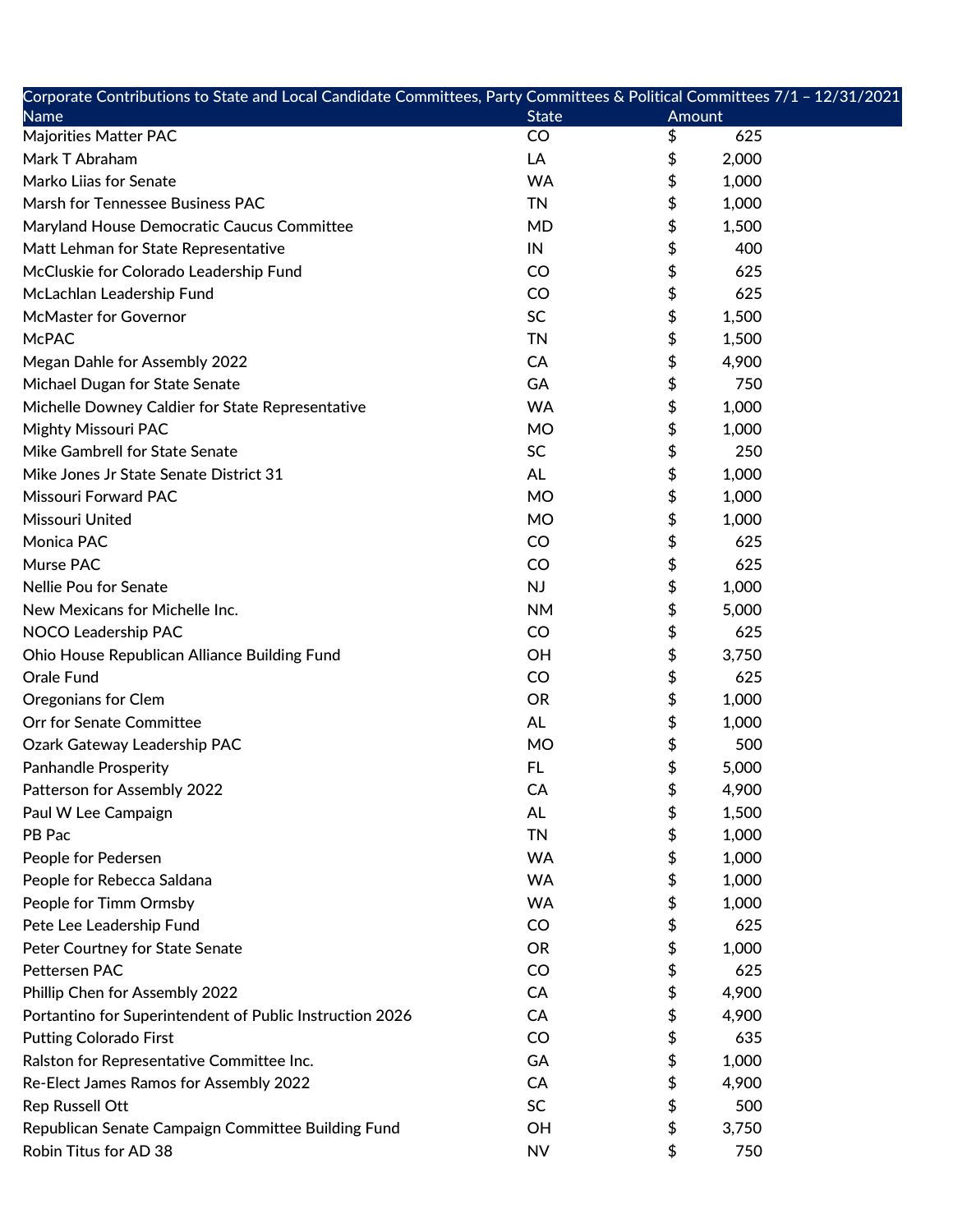| Corporate Contributions to State and Local Candidate Committees, Party Committees & Political Committees 7/1 – 12/31/2021 | | |
|---|---|---|
| Name | State | Amount |
| Majorities Matter PAC | CO | $ 625 |
| Mark T Abraham | LA | $ 2,000 |
| Marko Liias for Senate | WA | $ 1,000 |
| Marsh for Tennessee Business PAC | TN | $ 1,000 |
| Maryland House Democratic Caucus Committee | MD | $ 1,500 |
| Matt Lehman for State Representative | IN | $ 400 |
| McCluskie for Colorado Leadership Fund | CO | $ 625 |
| McLachlan Leadership Fund | CO | $ 625 |
| McMaster for Governor | SC | $ 1,500 |
| McPAC | TN | $ 1,500 |
| Megan Dahle for Assembly 2022 | CA | $ 4,900 |
| Michael Dugan for State Senate | GA | $ 750 |
| Michelle Downey Caldier for State Representative | WA | $ 1,000 |
| Mighty Missouri PAC | MO | $ 1,000 |
| Mike Gambrell for State Senate | SC | $ 250 |
| Mike Jones Jr State Senate District 31 | AL | $ 1,000 |
| Missouri Forward PAC | MO | $ 1,000 |
| Missouri United | MO | $ 1,000 |
| Monica PAC | CO | $ 625 |
| Murse PAC | CO | $ 625 |
| Nellie Pou for Senate | NJ | $ 1,000 |
| New Mexicans for Michelle Inc. | NM | $ 5,000 |
| NOCO Leadership PAC | CO | $ 625 |
| Ohio House Republican Alliance Building Fund | OH | $ 3,750 |
| Orale Fund | CO | $ 625 |
| Oregonians for Clem | OR | $ 1,000 |
| Orr for Senate Committee | AL | $ 1,000 |
| Ozark Gateway Leadership PAC | MO | $ 500 |
| Panhandle Prosperity | FL | $ 5,000 |
| Patterson for Assembly 2022 | CA | $ 4,900 |
| Paul W Lee Campaign | AL | $ 1,500 |
| PB Pac | TN | $ 1,000 |
| People for Pedersen | WA | $ 1,000 |
| People for Rebecca Saldana | WA | $ 1,000 |
| People for Timm Ormsby | WA | $ 1,000 |
| Pete Lee Leadership Fund | CO | $ 625 |
| Peter Courtney for State Senate | OR | $ 1,000 |
| Pettersen PAC | CO | $ 625 |
| Phillip Chen for Assembly 2022 | CA | $ 4,900 |
| Portantino for Superintendent of Public Instruction 2026 | CA | $ 4,900 |
| Putting Colorado First | CO | $ 635 |
| Ralston for Representative Committee Inc. | GA | $ 1,000 |
| Re-Elect James Ramos for Assembly 2022 | CA | $ 4,900 |
| Rep Russell Ott | SC | $ 500 |
| Republican Senate Campaign Committee Building Fund | OH | $ 3,750 |
| Robin Titus for AD 38 | NV | $ 750 |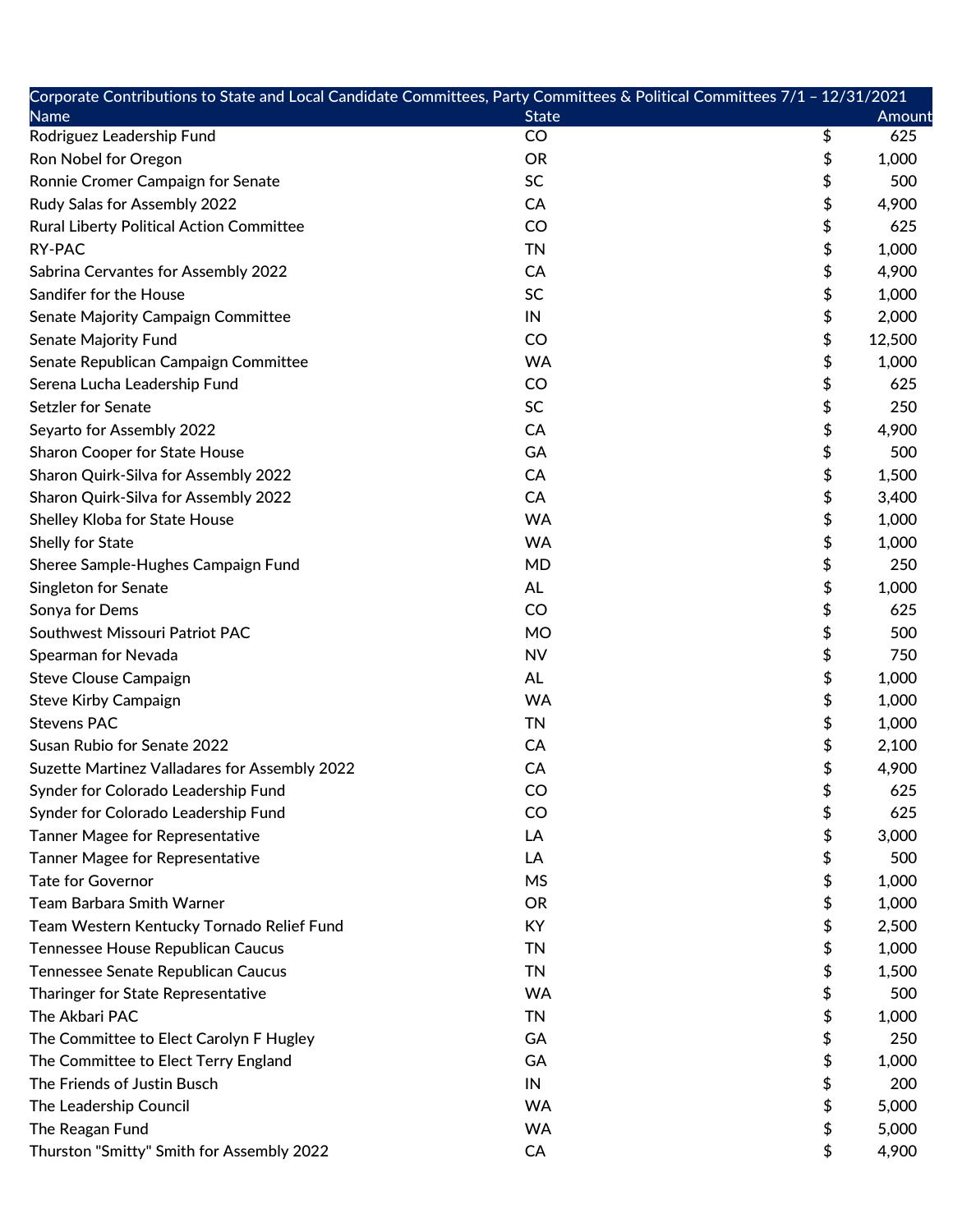| Corporate Contributions to State and Local Candidate Committees, Party Committees & Political Committees 7/1 – 12/31/2021 | | |
|---|---|---|
| Name | State | Amount |
| Rodriguez Leadership Fund | CO | $ 625 |
| Ron Nobel for Oregon | OR | $ 1,000 |
| Ronnie Cromer Campaign for Senate | SC | $ 500 |
| Rudy Salas for Assembly 2022 | CA | $ 4,900 |
| Rural Liberty Political Action Committee | CO | $ 625 |
| RY-PAC | TN | $ 1,000 |
| Sabrina Cervantes for Assembly 2022 | CA | $ 4,900 |
| Sandifer for the House | SC | $ 1,000 |
| Senate Majority Campaign Committee | IN | $ 2,000 |
| Senate Majority Fund | CO | $ 12,500 |
| Senate Republican Campaign Committee | WA | $ 1,000 |
| Serena Lucha Leadership Fund | CO | $ 625 |
| Setzler for Senate | SC | $ 250 |
| Seyarto for Assembly 2022 | CA | $ 4,900 |
| Sharon Cooper for State House | GA | $ 500 |
| Sharon Quirk-Silva for Assembly 2022 | CA | $ 1,500 |
| Sharon Quirk-Silva for Assembly 2022 | CA | $ 3,400 |
| Shelley Kloba for State House | WA | $ 1,000 |
| Shelly for State | WA | $ 1,000 |
| Sheree Sample-Hughes Campaign Fund | MD | $ 250 |
| Singleton for Senate | AL | $ 1,000 |
| Sonya for Dems | CO | $ 625 |
| Southwest Missouri Patriot PAC | MO | $ 500 |
| Spearman for Nevada | NV | $ 750 |
| Steve Clouse Campaign | AL | $ 1,000 |
| Steve Kirby Campaign | WA | $ 1,000 |
| Stevens PAC | TN | $ 1,000 |
| Susan Rubio for Senate 2022 | CA | $ 2,100 |
| Suzette Martinez Valladares for Assembly 2022 | CA | $ 4,900 |
| Synder for Colorado Leadership Fund | CO | $ 625 |
| Synder for Colorado Leadership Fund | CO | $ 625 |
| Tanner Magee for Representative | LA | $ 3,000 |
| Tanner Magee for Representative | LA | $ 500 |
| Tate for Governor | MS | $ 1,000 |
| Team Barbara Smith Warner | OR | $ 1,000 |
| Team Western Kentucky Tornado Relief Fund | KY | $ 2,500 |
| Tennessee House Republican Caucus | TN | $ 1,000 |
| Tennessee Senate Republican Caucus | TN | $ 1,500 |
| Tharinger for State Representative | WA | $ 500 |
| The Akbari PAC | TN | $ 1,000 |
| The Committee to Elect Carolyn F Hugley | GA | $ 250 |
| The Committee to Elect Terry England | GA | $ 1,000 |
| The Friends of Justin Busch | IN | $ 200 |
| The Leadership Council | WA | $ 5,000 |
| The Reagan Fund | WA | $ 5,000 |
| Thurston "Smitty" Smith for Assembly 2022 | CA | $ 4,900 |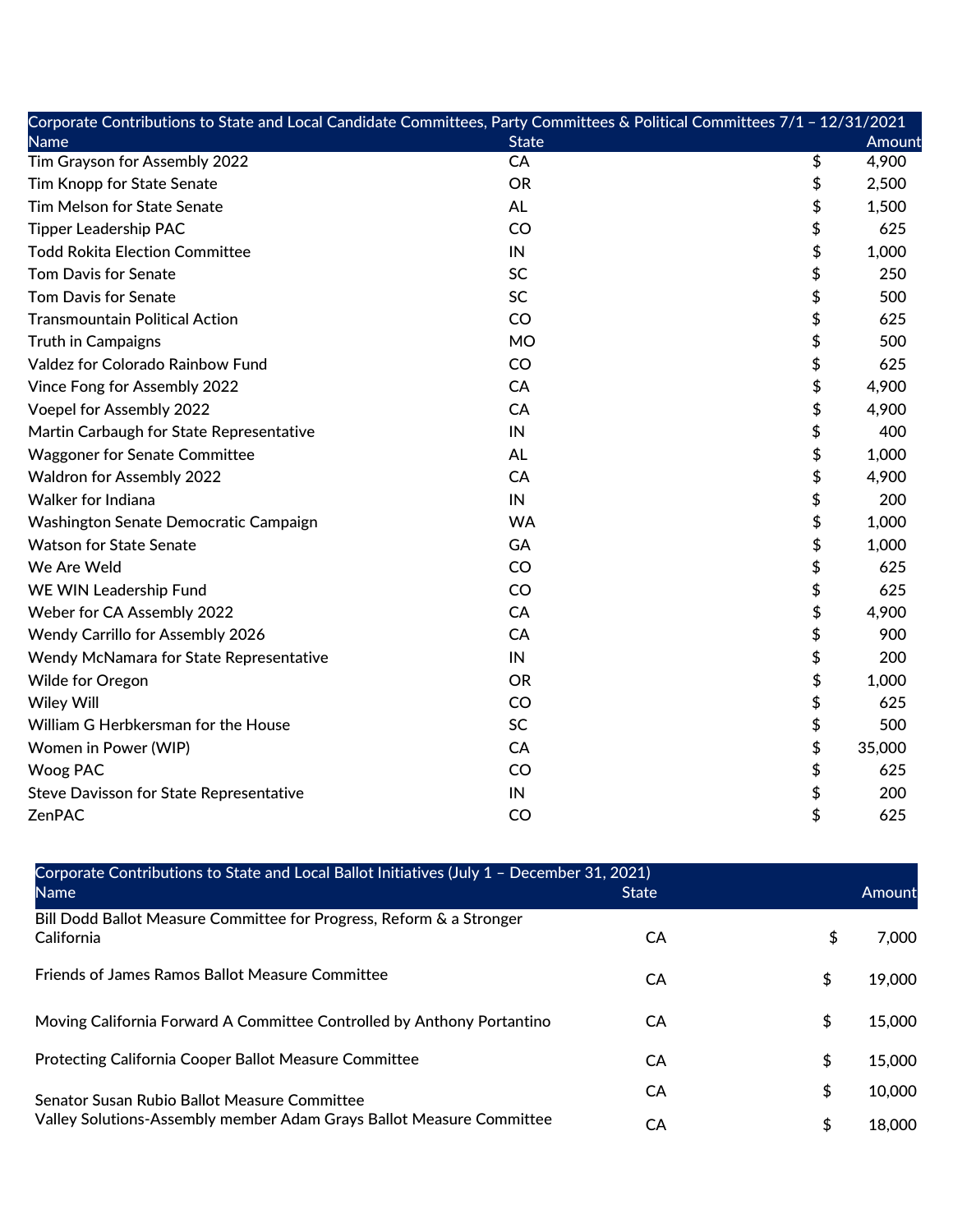| Corporate Contributions to State and Local Candidate Committees, Party Committees & Political Committees 7/1 – 12/31/2021 | | |
|---|---|---|
| Name | State | Amount |
| Tim Grayson for Assembly 2022 | CA | $ 4,900 |
| Tim Knopp for State Senate | OR | $ 2,500 |
| Tim Melson for State Senate | AL | $ 1,500 |
| Tipper Leadership PAC | CO | $ 625 |
| Todd Rokita Election Committee | IN | $ 1,000 |
| Tom Davis for Senate | SC | $ 250 |
| Tom Davis for Senate | SC | $ 500 |
| Transmountain Political Action | CO | $ 625 |
| Truth in Campaigns | MO | $ 500 |
| Valdez for Colorado Rainbow Fund | CO | $ 625 |
| Vince Fong for Assembly 2022 | CA | $ 4,900 |
| Voepel for Assembly 2022 | CA | $ 4,900 |
| Martin Carbaugh for State Representative | IN | $ 400 |
| Waggoner for Senate Committee | AL | $ 1,000 |
| Waldron for Assembly 2022 | CA | $ 4,900 |
| Walker for Indiana | IN | $ 200 |
| Washington Senate Democratic Campaign | WA | $ 1,000 |
| Watson for State Senate | GA | $ 1,000 |
| We Are Weld | CO | $ 625 |
| WE WIN Leadership Fund | CO | $ 625 |
| Weber for CA Assembly 2022 | CA | $ 4,900 |
| Wendy Carrillo for Assembly 2026 | CA | $ 900 |
| Wendy McNamara for State Representative | IN | $ 200 |
| Wilde for Oregon | OR | $ 1,000 |
| Wiley Will | CO | $ 625 |
| William G Herbkersman for the House | SC | $ 500 |
| Women in Power (WIP) | CA | $ 35,000 |
| Woog PAC | CO | $ 625 |
| Steve Davisson for State Representative | IN | $ 200 |
| ZenPAC | CO | $ 625 |

| Corporate Contributions to State and Local Ballot Initiatives (July 1 – December 31, 2021) | | |
|---|---|---|
| Name | State | Amount |
| Bill Dodd Ballot Measure Committee for Progress, Reform & a Stronger California | CA | $ 7,000 |
| Friends of James Ramos Ballot Measure Committee | CA | $ 19,000 |
| Moving California Forward A Committee Controlled by Anthony Portantino | CA | $ 15,000 |
| Protecting California Cooper Ballot Measure Committee | CA | $ 15,000 |
| Senator Susan Rubio Ballot Measure Committee | CA | $ 10,000 |
| Valley Solutions-Assembly member Adam Grays Ballot Measure Committee | CA | $ 18,000 |